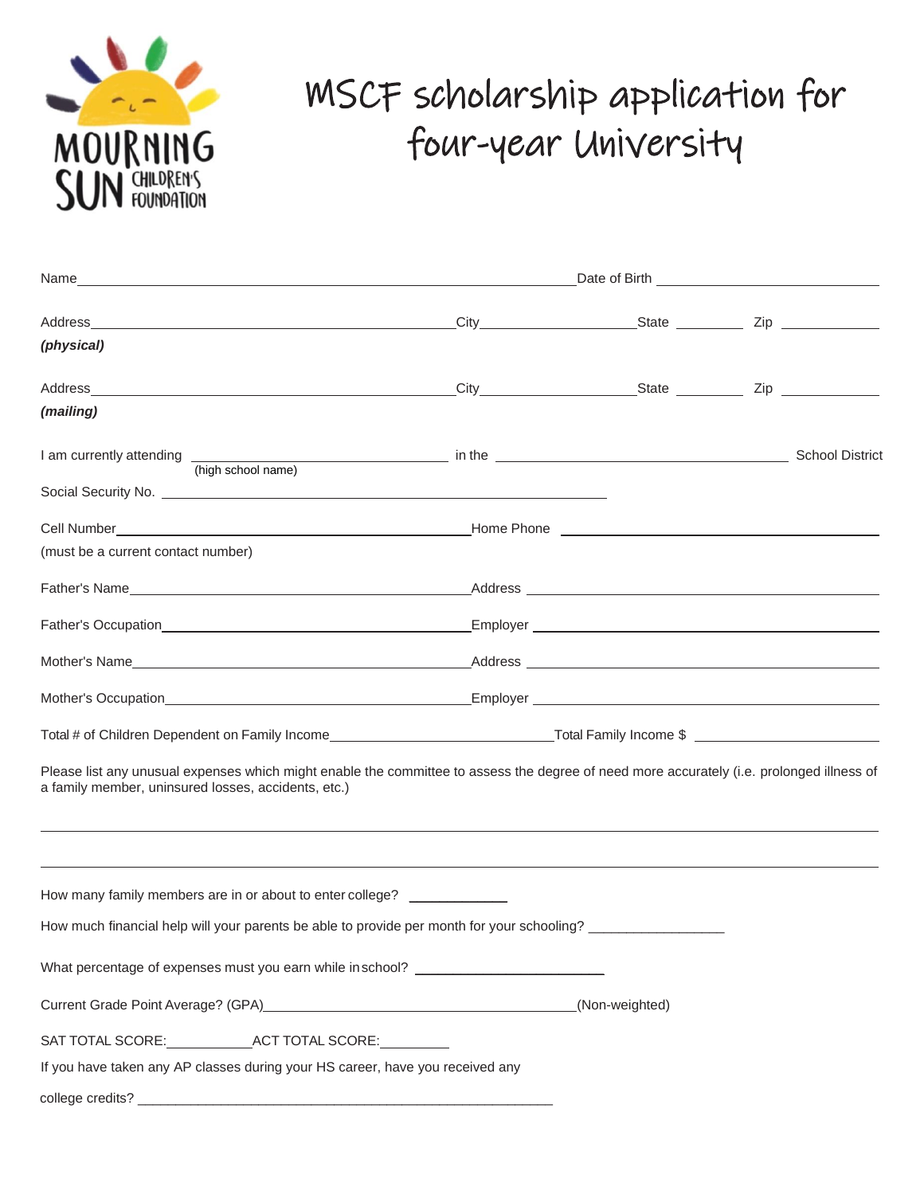MOURNING SUN CHILDREN'S FOUNDATION

# MSCF scholarship application for four-year University

Name\_\_\_\_\_\_\_\_\_\_\_\_\_\_\_\_\_\_\_\_\_\_\_\_\_\_\_\_\_\_\_\_\_\_\_\_\_\_\_\_\_\_\_\_\_\_\_\_\_\_\_\_\_\_\_\_ Date of Birth \_\_\_\_\_\_\_\_\_\_\_\_\_\_\_\_\_\_\_\_\_\_\_\_\_\_\_\_

Address\_\_\_\_\_\_\_\_\_\_\_\_\_\_\_\_\_\_\_\_\_\_\_\_\_\_\_\_\_\_\_\_\_\_\_\_\_\_\_\_\_\_\_\_ City\_\_\_\_\_\_\_\_\_\_\_\_\_\_\_\_\_\_\_\_ State \_\_\_\_\_\_\_\_ Zip \_\_\_\_\_\_\_\_\_\_\_\_
***(physical)***

Address\_\_\_\_\_\_\_\_\_\_\_\_\_\_\_\_\_\_\_\_\_\_\_\_\_\_\_\_\_\_\_\_\_\_\_\_\_\_\_\_\_\_\_\_ City\_\_\_\_\_\_\_\_\_\_\_\_\_\_\_\_\_\_\_\_ State \_\_\_\_\_\_\_\_ Zip \_\_\_\_\_\_\_\_\_\_\_\_
***(mailing)***

I am currently attending \_\_\_\_\_\_\_\_\_\_\_\_\_\_\_\_\_\_\_\_\_\_\_\_\_\_\_\_\_\_ in the \_\_\_\_\_\_\_\_\_\_\_\_\_\_\_\_\_\_\_\_\_\_\_\_\_\_\_\_\_\_\_\_\_\_\_\_\_\_ School District
(high school name)

Social Security No. \_\_\_\_\_\_\_\_\_\_\_\_\_\_\_\_\_\_\_\_\_\_\_\_\_\_\_\_\_\_\_\_\_\_\_\_\_\_\_\_\_\_\_\_\_\_\_\_\_\_\_\_\_\_\_\_

Cell Number\_\_\_\_\_\_\_\_\_\_\_\_\_\_\_\_\_\_\_\_\_\_\_\_\_\_\_\_\_\_\_\_\_\_\_\_\_\_\_\_\_\_\_\_\_\_ Home Phone \_\_\_\_\_\_\_\_\_\_\_\_\_\_\_\_\_\_\_\_\_\_\_\_\_\_\_\_\_\_\_\_\_\_\_\_\_\_\_\_
(must be a current contact number)

Father's Name\_\_\_\_\_\_\_\_\_\_\_\_\_\_\_\_\_\_\_\_\_\_\_\_\_\_\_\_\_\_\_\_\_\_\_\_\_\_\_\_\_\_\_\_ Address \_\_\_\_\_\_\_\_\_\_\_\_\_\_\_\_\_\_\_\_\_\_\_\_\_\_\_\_\_\_\_\_\_\_\_\_\_\_\_\_\_\_\_

Father's Occupation\_\_\_\_\_\_\_\_\_\_\_\_\_\_\_\_\_\_\_\_\_\_\_\_\_\_\_\_\_\_\_\_\_\_\_\_\_\_\_\_ Employer \_\_\_\_\_\_\_\_\_\_\_\_\_\_\_\_\_\_\_\_\_\_\_\_\_\_\_\_\_\_\_\_\_\_\_\_\_\_\_\_\_\_

Mother's Name\_\_\_\_\_\_\_\_\_\_\_\_\_\_\_\_\_\_\_\_\_\_\_\_\_\_\_\_\_\_\_\_\_\_\_\_\_\_\_\_\_\_\_ Address \_\_\_\_\_\_\_\_\_\_\_\_\_\_\_\_\_\_\_\_\_\_\_\_\_\_\_\_\_\_\_\_\_\_\_\_\_\_\_\_\_\_\_

Mother's Occupation\_\_\_\_\_\_\_\_\_\_\_\_\_\_\_\_\_\_\_\_\_\_\_\_\_\_\_\_\_\_\_\_\_\_\_\_\_\_\_ Employer \_\_\_\_\_\_\_\_\_\_\_\_\_\_\_\_\_\_\_\_\_\_\_\_\_\_\_\_\_\_\_\_\_\_\_\_\_\_\_\_\_\_

Total # of Children Dependent on Family Income\_\_\_\_\_\_\_\_\_\_\_\_\_\_\_\_\_\_\_\_\_\_\_\_\_\_\_\_ Total Family Income $ \_\_\_\_\_\_\_\_\_\_\_\_\_\_\_\_\_\_\_\_\_\_\_\_\_\_

Please list any unusual expenses which might enable the committee to assess the degree of need more accurately (i.e. prolonged illness of a family member, uninsured losses, accidents, etc.)

\_\_\_\_\_\_\_\_\_\_\_\_\_\_\_\_\_\_\_\_\_\_\_\_\_\_\_\_\_\_\_\_\_\_\_\_\_\_\_\_\_\_\_\_\_\_\_\_\_\_\_\_\_\_\_\_\_\_\_\_\_\_\_\_\_\_\_\_\_\_\_\_\_\_\_\_\_\_\_\_\_\_\_\_\_\_\_\_\_\_\_\_\_\_\_\_\_\_\_\_\_\_

\_\_\_\_\_\_\_\_\_\_\_\_\_\_\_\_\_\_\_\_\_\_\_\_\_\_\_\_\_\_\_\_\_\_\_\_\_\_\_\_\_\_\_\_\_\_\_\_\_\_\_\_\_\_\_\_\_\_\_\_\_\_\_\_\_\_\_\_\_\_\_\_\_\_\_\_\_\_\_\_\_\_\_\_\_\_\_\_\_\_\_\_\_\_\_\_\_\_\_\_\_\_

How many family members are in or about to enter college? \_\_\_\_\_\_\_\_\_\_\_\_

How much financial help will your parents be able to provide per month for your schooling? \_\_\_\_\_\_\_\_\_\_\_\_\_\_\_\_\_\_

What percentage of expenses must you earn while in school? \_\_\_\_\_\_\_\_\_\_\_\_\_\_\_\_\_\_\_\_\_\_\_\_\_

Current Grade Point Average? (GPA)\_\_\_\_\_\_\_\_\_\_\_\_\_\_\_\_\_\_\_\_\_\_\_\_\_\_\_\_\_\_\_\_\_\_\_\_\_\_\_\_\_\_(Non-weighted)

SAT TOTAL SCORE:\_\_\_\_\_\_\_\_\_\_\_ ACT TOTAL SCORE:\_\_\_\_\_\_\_\_\_

If you have taken any AP classes during your HS career, have you received any college credits? \_\_\_\_\_\_\_\_\_\_\_\_\_\_\_\_\_\_\_\_\_\_\_\_\_\_\_\_\_\_\_\_\_\_\_\_\_\_\_\_\_\_\_\_\_\_\_\_\_\_\_\_\_\_\_\_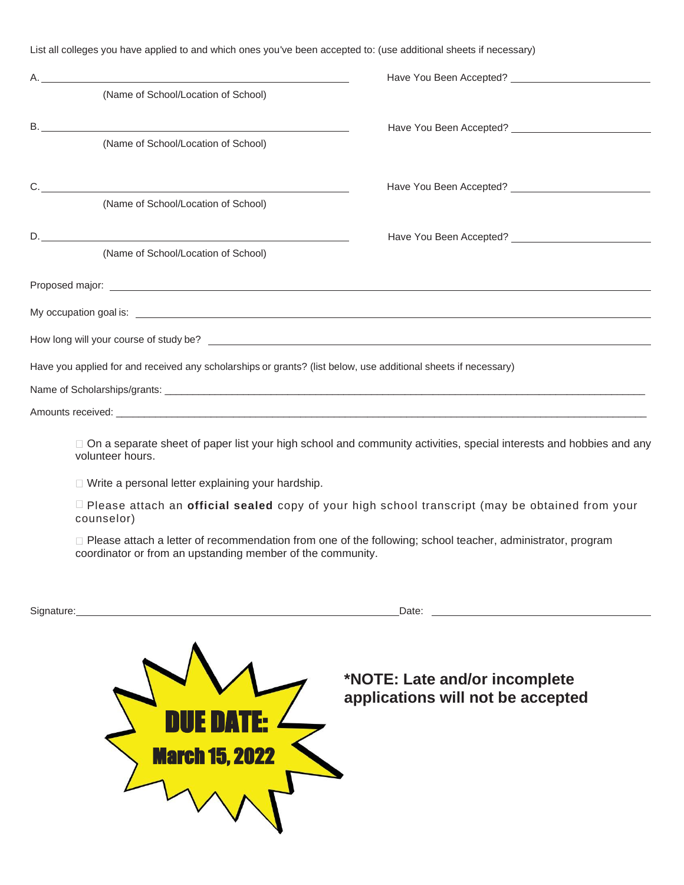List all colleges you have applied to and which ones you've been accepted to: (use additional sheets if necessary)

A. ______________________________________________ Have You Been Accepted? ____________________

(Name of School/Location of School)

B. ______________________________________________ Have You Been Accepted? ____________________

(Name of School/Location of School)

C. ______________________________________________ Have You Been Accepted? ____________________

(Name of School/Location of School)

D. ______________________________________________ Have You Been Accepted? ____________________

(Name of School/Location of School)

Proposed major: ____________________________________________________________________________

My occupation goal is: ______________________________________________________________________

How long will your course of study be? _______________________________________________________

Have you applied for and received any scholarships or grants? (list below, use additional sheets if necessary)

Name of Scholarships/grants: _________________________________________________________________

Amounts received: _________________________________________________________________________

- ☐ On a separate sheet of paper list your high school and community activities, special interests and hobbies and any volunteer hours.
- ☐ Write a personal letter explaining your hardship.
- ☐ Please attach an **official sealed** copy of your high school transcript (may be obtained from your counselor)
- ☐ Please attach a letter of recommendation from one of the following; school teacher, administrator, program coordinator or from an upstanding member of the community.

Signature: ______________________________________________ Date: ____________________________

**DUE DATE: March 15, 2022**

**\*NOTE: Late and/or incomplete applications will not be accepted**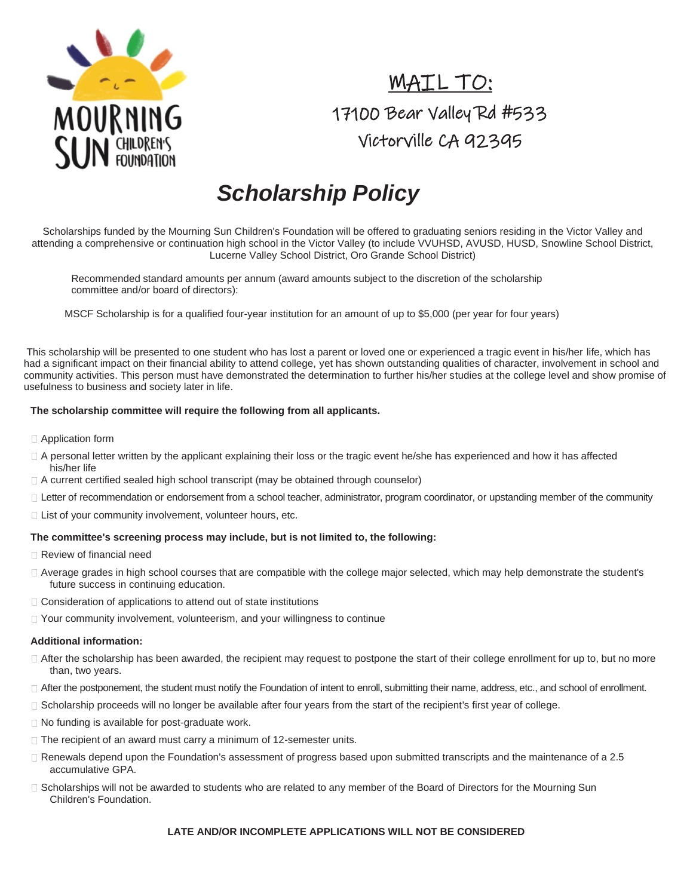MOURNING SUN CHILDREN'S FOUNDATION

MAIL TO:

17100 Bear Valley Rd #533

Victorville CA 92395

# *Scholarship Policy*

Scholarships funded by the Mourning Sun Children's Foundation will be offered to graduating seniors residing in the Victor Valley and attending a comprehensive or continuation high school in the Victor Valley (to include VVUHSD, AVUSD, HUSD, Snowline School District, Lucerne Valley School District, Oro Grande School District)

Recommended standard amounts per annum (award amounts subject to the discretion of the scholarship committee and/or board of directors):

MSCF Scholarship is for a qualified four-year institution for an amount of up to $5,000 (per year for four years)

This scholarship will be presented to one student who has lost a parent or loved one or experienced a tragic event in his/her life, which has had a significant impact on their financial ability to attend college, yet has shown outstanding qualities of character, involvement in school and community activities. This person must have demonstrated the determination to further his/her studies at the college level and show promise of usefulness to business and society later in life.

**The scholarship committee will require the following from all applicants.**

- Application form
- A personal letter written by the applicant explaining their loss or the tragic event he/she has experienced and how it has affected his/her life
- A current certified sealed high school transcript (may be obtained through counselor)
- Letter of recommendation or endorsement from a school teacher, administrator, program coordinator, or upstanding member of the community
- List of your community involvement, volunteer hours, etc.

**The committee's screening process may include, but is not limited to, the following:**

- Review of financial need
- Average grades in high school courses that are compatible with the college major selected, which may help demonstrate the student's future success in continuing education.
- Consideration of applications to attend out of state institutions
- Your community involvement, volunteerism, and your willingness to continue

**Additional information:**

- After the scholarship has been awarded, the recipient may request to postpone the start of their college enrollment for up to, but no more than, two years.
- After the postponement, the student must notify the Foundation of intent to enroll, submitting their name, address, etc., and school of enrollment.
- Scholarship proceeds will no longer be available after four years from the start of the recipient's first year of college.
- No funding is available for post-graduate work.
- The recipient of an award must carry a minimum of 12-semester units.
- Renewals depend upon the Foundation's assessment of progress based upon submitted transcripts and the maintenance of a 2.5 accumulative GPA.
- Scholarships will not be awarded to students who are related to any member of the Board of Directors for the Mourning Sun Children's Foundation.

**LATE AND/OR INCOMPLETE APPLICATIONS WILL NOT BE CONSIDERED**